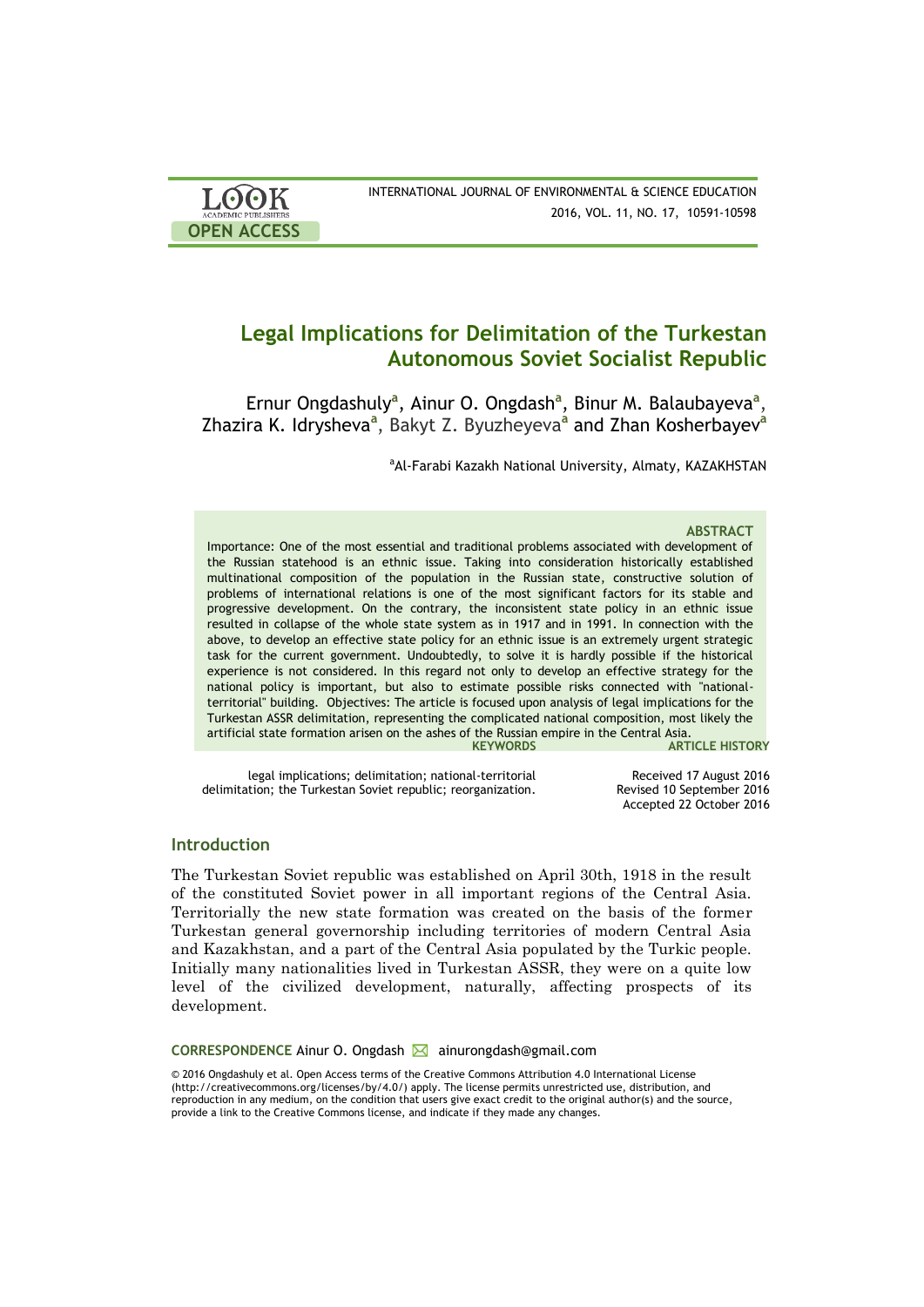# Legal Implications for Delimitation of the Turkestan Autonomous Soviet Socialist Republic

Ernur Ongdashuly[a], Ainur O. Ongdash[a], Binur M. Balaubayeva[a], Zhazira K. Idrysheva[a], Bakyt Z. Byuzheyeva[a] and Zhan Kosherbayev[a]

[a]Al-Farabi Kazakh National University, Almaty, KAZAKHSTAN

### ABSTRACT

Importance: One of the most essential and traditional problems associated with development of the Russian statehood is an ethnic issue. Taking into consideration historically established multinational composition of the population in the Russian state, constructive solution of problems of international relations is one of the most significant factors for its stable and progressive development. On the contrary, the inconsistent state policy in an ethnic issue resulted in collapse of the whole state system as in 1917 and in 1991. In connection with the above, to develop an effective state policy for an ethnic issue is an extremely urgent strategic task for the current government. Undoubtedly, to solve it is hardly possible if the historical experience is not considered. In this regard not only to develop an effective strategy for the national policy is important, but also to estimate possible risks connected with "national-territorial" building. Objectives: The article is focused upon analysis of legal implications for the Turkestan ASSR delimitation, representing the complicated national composition, most likely the artificial state formation arisen on the ashes of the Russian empire in the Central Asia.

**KEYWORDS**

legal implications; delimitation; national-territorial delimitation; the Turkestan Soviet republic; reorganization.

**ARTICLE HISTORY**

Received 17 August 2016
Revised 10 September 2016
Accepted 22 October 2016

## Introduction

The Turkestan Soviet republic was established on April 30th, 1918 in the result of the constituted Soviet power in all important regions of the Central Asia. Territorially the new state formation was created on the basis of the former Turkestan general governorship including territories of modern Central Asia and Kazakhstan, and a part of the Central Asia populated by the Turkic people. Initially many nationalities lived in Turkestan ASSR, they were on a quite low level of the civilized development, naturally, affecting prospects of its development.

**CORRESPONDENCE** Ainur O. Ongdash ✉ ainurongdash@gmail.com

© 2016 Ongdashuly et al. Open Access terms of the Creative Commons Attribution 4.0 International License (http://creativecommons.org/licenses/by/4.0/) apply. The license permits unrestricted use, distribution, and reproduction in any medium, on the condition that users give exact credit to the original author(s) and the source, provide a link to the Creative Commons license, and indicate if they made any changes.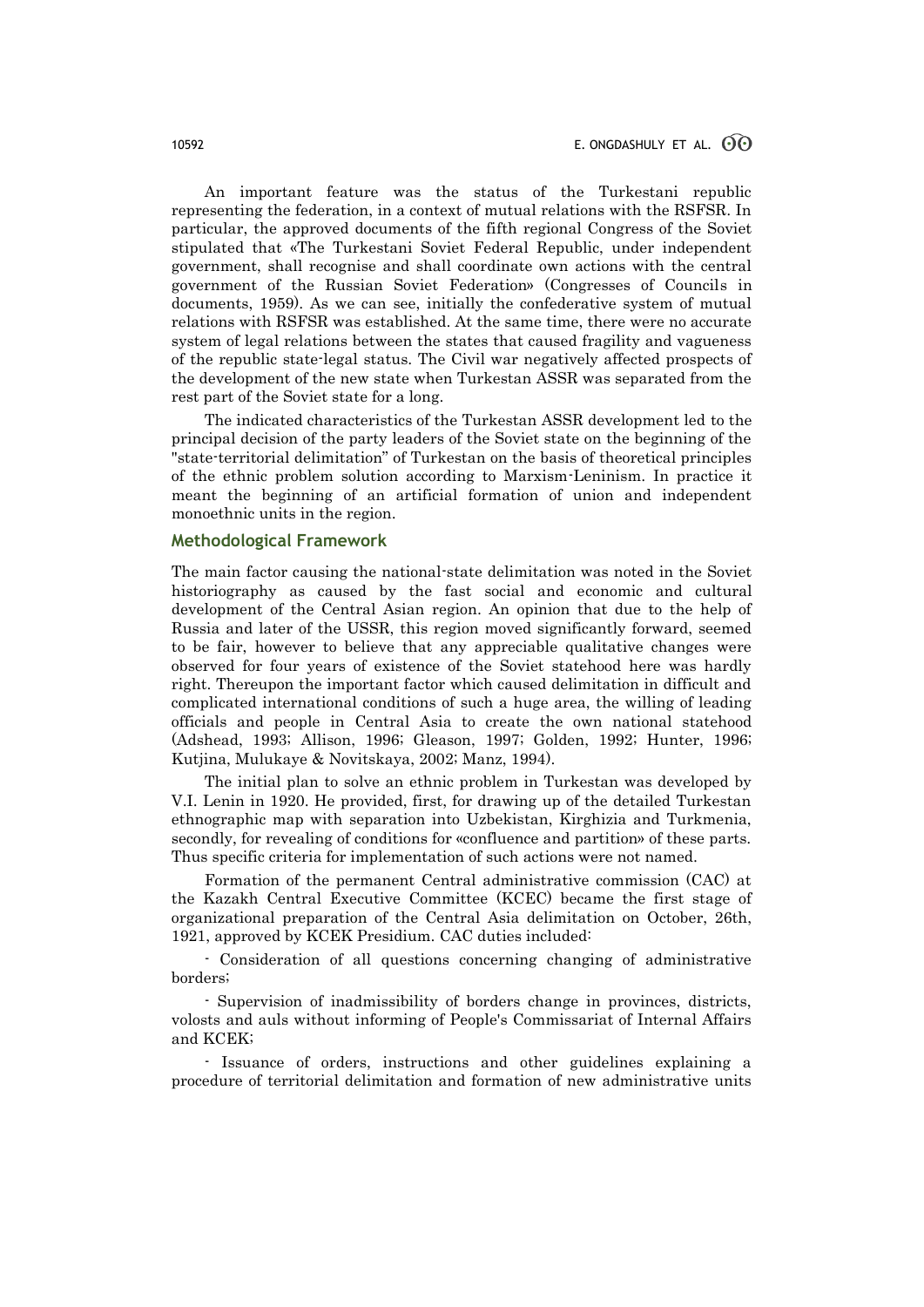An important feature was the status of the Turkestani republic representing the federation, in a context of mutual relations with the RSFSR. In particular, the approved documents of the fifth regional Congress of the Soviet stipulated that «The Turkestani Soviet Federal Republic, under independent government, shall recognise and shall coordinate own actions with the central government of the Russian Soviet Federation» (Congresses of Councils in documents, 1959). As we can see, initially the confederative system of mutual relations with RSFSR was established. At the same time, there were no accurate system of legal relations between the states that caused fragility and vagueness of the republic state-legal status. The Civil war negatively affected prospects of the development of the new state when Turkestan ASSR was separated from the rest part of the Soviet state for a long.

The indicated characteristics of the Turkestan ASSR development led to the principal decision of the party leaders of the Soviet state on the beginning of the "state-territorial delimitation" of Turkestan on the basis of theoretical principles of the ethnic problem solution according to Marxism-Leninism. In practice it meant the beginning of an artificial formation of union and independent monoethnic units in the region.

## Methodological Framework

The main factor causing the national-state delimitation was noted in the Soviet historiography as caused by the fast social and economic and cultural development of the Central Asian region. An opinion that due to the help of Russia and later of the USSR, this region moved significantly forward, seemed to be fair, however to believe that any appreciable qualitative changes were observed for four years of existence of the Soviet statehood here was hardly right. Thereupon the important factor which caused delimitation in difficult and complicated international conditions of such a huge area, the willing of leading officials and people in Central Asia to create the own national statehood (Adshead, 1993; Allison, 1996; Gleason, 1997; Golden, 1992; Hunter, 1996; Kutjina, Mulukaye & Novitskaya, 2002; Manz, 1994).

The initial plan to solve an ethnic problem in Turkestan was developed by V.I. Lenin in 1920. He provided, first, for drawing up of the detailed Turkestan ethnographic map with separation into Uzbekistan, Kirghizia and Turkmenia, secondly, for revealing of conditions for «confluence and partition» of these parts. Thus specific criteria for implementation of such actions were not named.

Formation of the permanent Central administrative commission (CAC) at the Kazakh Central Executive Committee (KCEC) became the first stage of organizational preparation of the Central Asia delimitation on October, 26th, 1921, approved by KCEK Presidium. CAC duties included:

- Consideration of all questions concerning changing of administrative borders;

- Supervision of inadmissibility of borders change in provinces, districts, volosts and auls without informing of People's Commissariat of Internal Affairs and KCEK;

- Issuance of orders, instructions and other guidelines explaining a procedure of territorial delimitation and formation of new administrative units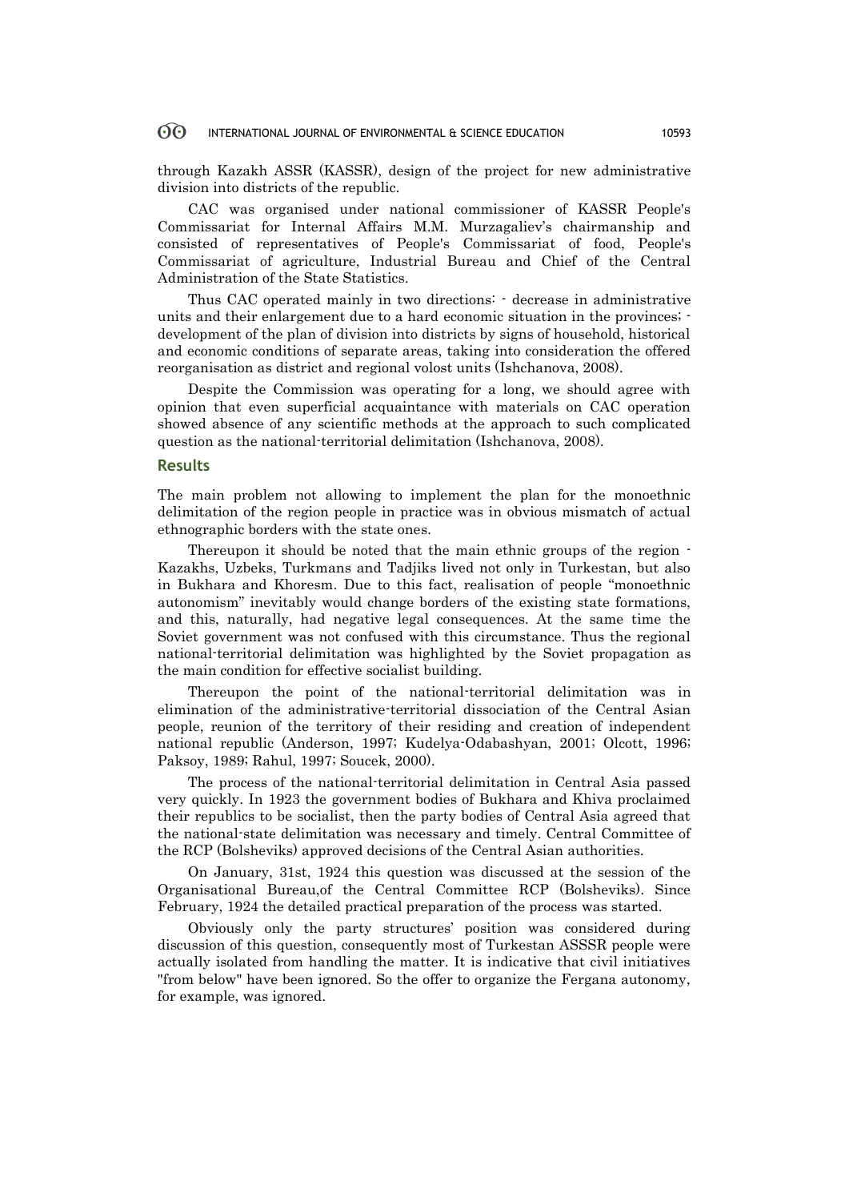through Kazakh ASSR (KASSR), design of the project for new administrative division into districts of the republic.

CAC was organised under national commissioner of KASSR People's Commissariat for Internal Affairs M.M. Murzagaliev's chairmanship and consisted of representatives of People's Commissariat of food, People's Commissariat of agriculture, Industrial Bureau and Chief of the Central Administration of the State Statistics.

Thus CAC operated mainly in two directions: - decrease in administrative units and their enlargement due to a hard economic situation in the provinces; - development of the plan of division into districts by signs of household, historical and economic conditions of separate areas, taking into consideration the offered reorganisation as district and regional volost units (Ishchanova, 2008).

Despite the Commission was operating for a long, we should agree with opinion that even superficial acquaintance with materials on CAC operation showed absence of any scientific methods at the approach to such complicated question as the national-territorial delimitation (Ishchanova, 2008).

## Results

The main problem not allowing to implement the plan for the monoethnic delimitation of the region people in practice was in obvious mismatch of actual ethnographic borders with the state ones.

Thereupon it should be noted that the main ethnic groups of the region - Kazakhs, Uzbeks, Turkmans and Tadjiks lived not only in Turkestan, but also in Bukhara and Khoresm. Due to this fact, realisation of people "monoethnic autonomism" inevitably would change borders of the existing state formations, and this, naturally, had negative legal consequences. At the same time the Soviet government was not confused with this circumstance. Thus the regional national-territorial delimitation was highlighted by the Soviet propagation as the main condition for effective socialist building.

Thereupon the point of the national-territorial delimitation was in elimination of the administrative-territorial dissociation of the Central Asian people, reunion of the territory of their residing and creation of independent national republic (Anderson, 1997; Kudelya-Odabashyan, 2001; Olcott, 1996; Paksoy, 1989; Rahul, 1997; Soucek, 2000).

The process of the national-territorial delimitation in Central Asia passed very quickly. In 1923 the government bodies of Bukhara and Khiva proclaimed their republics to be socialist, then the party bodies of Central Asia agreed that the national-state delimitation was necessary and timely. Central Committee of the RCP (Bolsheviks) approved decisions of the Central Asian authorities.

On January, 31st, 1924 this question was discussed at the session of the Organisational Bureau,of the Central Committee RCP (Bolsheviks). Since February, 1924 the detailed practical preparation of the process was started.

Obviously only the party structures' position was considered during discussion of this question, consequently most of Turkestan ASSSR people were actually isolated from handling the matter. It is indicative that civil initiatives "from below" have been ignored. So the offer to organize the Fergana autonomy, for example, was ignored.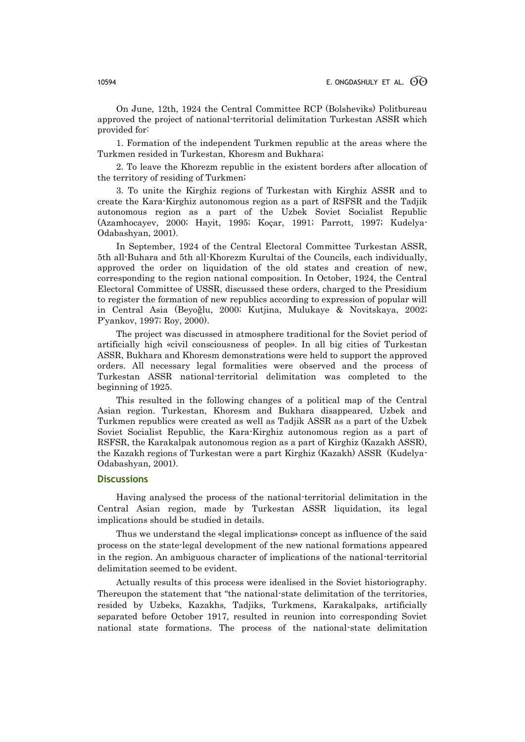On June, 12th, 1924 the Central Committee RCP (Bolsheviks) Politbureau approved the project of national-territorial delimitation Turkestan ASSR which provided for:

1. Formation of the independent Turkmen republic at the areas where the Turkmen resided in Turkestan, Khoresm and Bukhara;

2. To leave the Khorezm republic in the existent borders after allocation of the territory of residing of Turkmen;

3. To unite the Kirghiz regions of Turkestan with Kirghiz ASSR and to create the Kara-Kirghiz autonomous region as a part of RSFSR and the Tadjik autonomous region as a part of the Uzbek Soviet Socialist Republic (Azamhocayev, 2000; Hayit, 1995; Koçar, 1991; Parrott, 1997; Kudelya-Odabashyan, 2001).

In September, 1924 of the Central Electoral Committee Turkestan ASSR, 5th all-Buhara and 5th all-Khorezm Kurultai of the Councils, each individually, approved the order on liquidation of the old states and creation of new, corresponding to the region national composition. In October, 1924, the Central Electoral Committee of USSR, discussed these orders, charged to the Presidium to register the formation of new republics according to expression of popular will in Central Asia (Beyoğlu, 2000; Kutjina, Mulukaye & Novitskaya, 2002; P'yankov, 1997; Roy, 2000).

The project was discussed in atmosphere traditional for the Soviet period of artificially high «civil consciousness of people». In all big cities of Turkestan ASSR, Bukhara and Khoresm demonstrations were held to support the approved orders. All necessary legal formalities were observed and the process of Turkestan ASSR national-territorial delimitation was completed to the beginning of 1925.

This resulted in the following changes of a political map of the Central Asian region. Turkestan, Khoresm and Bukhara disappeared, Uzbek and Turkmen republics were created as well as Tadjik ASSR as a part of the Uzbek Soviet Socialist Republic, the Kara-Kirghiz autonomous region as a part of RSFSR, the Karakalpak autonomous region as a part of Kirghiz (Kazakh ASSR), the Kazakh regions of Turkestan were a part Kirghiz (Kazakh) ASSR (Kudelya-Odabashyan, 2001).

## Discussions

Having analysed the process of the national-territorial delimitation in the Central Asian region, made by Turkestan ASSR liquidation, its legal implications should be studied in details.

Thus we understand the «legal implications» concept as influence of the said process on the state-legal development of the new national formations appeared in the region. An ambiguous character of implications of the national-territorial delimitation seemed to be evident.

Actually results of this process were idealised in the Soviet historiography. Thereupon the statement that "the national-state delimitation of the territories, resided by Uzbeks, Kazakhs, Tadjiks, Turkmens, Karakalpaks, artificially separated before October 1917, resulted in reunion into corresponding Soviet national state formations. The process of the national-state delimitation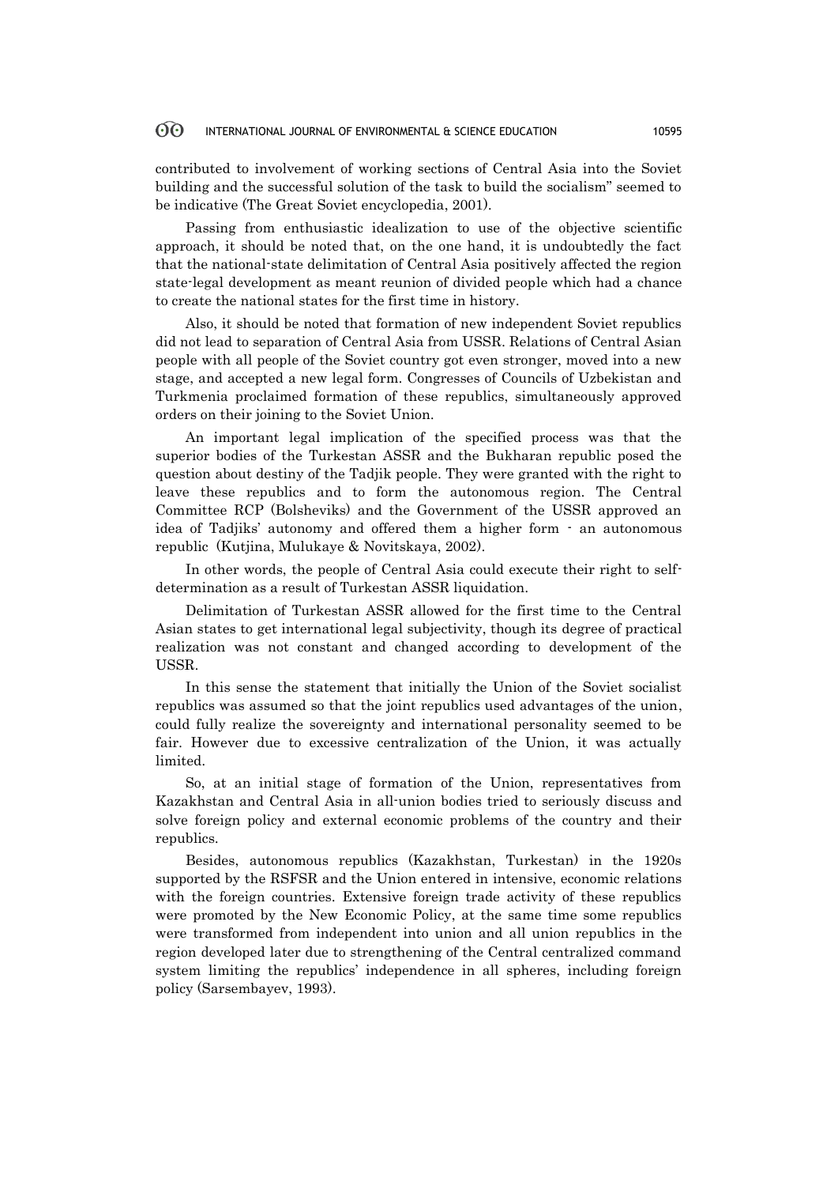contributed to involvement of working sections of Central Asia into the Soviet building and the successful solution of the task to build the socialism" seemed to be indicative (The Great Soviet encyclopedia, 2001).

Passing from enthusiastic idealization to use of the objective scientific approach, it should be noted that, on the one hand, it is undoubtedly the fact that the national-state delimitation of Central Asia positively affected the region state-legal development as meant reunion of divided people which had a chance to create the national states for the first time in history.

Also, it should be noted that formation of new independent Soviet republics did not lead to separation of Central Asia from USSR. Relations of Central Asian people with all people of the Soviet country got even stronger, moved into a new stage, and accepted a new legal form. Congresses of Councils of Uzbekistan and Turkmenia proclaimed formation of these republics, simultaneously approved orders on their joining to the Soviet Union.

An important legal implication of the specified process was that the superior bodies of the Turkestan ASSR and the Bukharan republic posed the question about destiny of the Tadjik people. They were granted with the right to leave these republics and to form the autonomous region. The Central Committee RCP (Bolsheviks) and the Government of the USSR approved an idea of Tadjiks' autonomy and offered them a higher form - an autonomous republic (Kutjina, Mulukaye & Novitskaya, 2002).

In other words, the people of Central Asia could execute their right to self-determination as a result of Turkestan ASSR liquidation.

Delimitation of Turkestan ASSR allowed for the first time to the Central Asian states to get international legal subjectivity, though its degree of practical realization was not constant and changed according to development of the USSR.

In this sense the statement that initially the Union of the Soviet socialist republics was assumed so that the joint republics used advantages of the union, could fully realize the sovereignty and international personality seemed to be fair. However due to excessive centralization of the Union, it was actually limited.

So, at an initial stage of formation of the Union, representatives from Kazakhstan and Central Asia in all-union bodies tried to seriously discuss and solve foreign policy and external economic problems of the country and their republics.

Besides, autonomous republics (Kazakhstan, Turkestan) in the 1920s supported by the RSFSR and the Union entered in intensive, economic relations with the foreign countries. Extensive foreign trade activity of these republics were promoted by the New Economic Policy, at the same time some republics were transformed from independent into union and all union republics in the region developed later due to strengthening of the Central centralized command system limiting the republics' independence in all spheres, including foreign policy (Sarsembayev, 1993).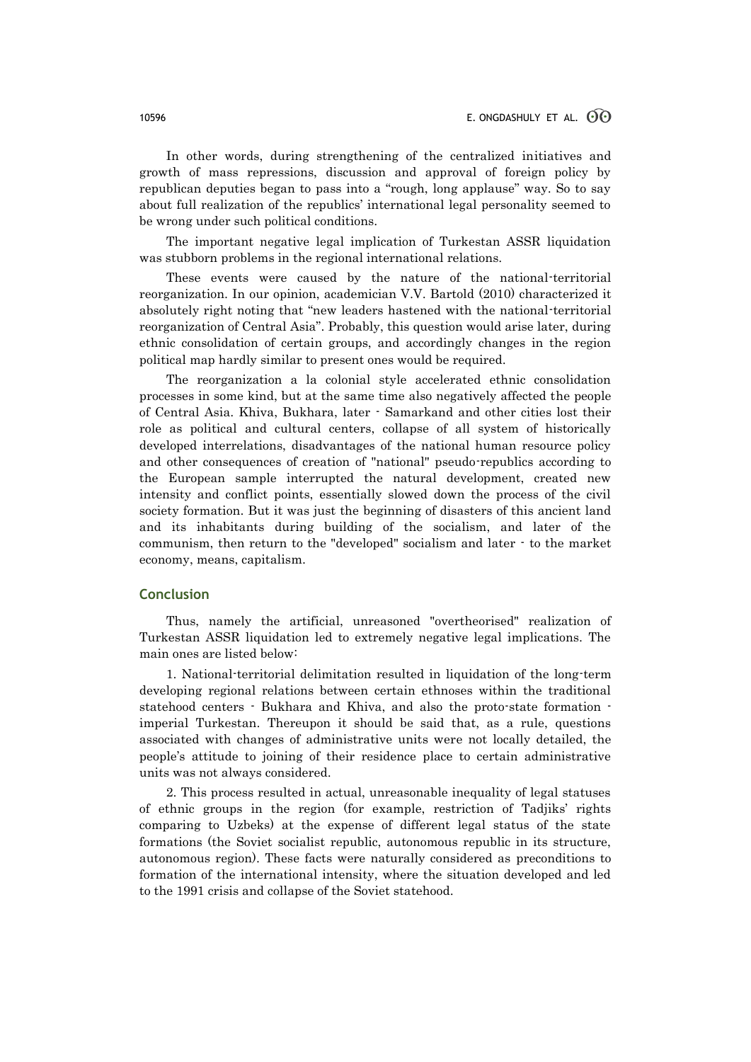In other words, during strengthening of the centralized initiatives and growth of mass repressions, discussion and approval of foreign policy by republican deputies began to pass into a "rough, long applause" way. So to say about full realization of the republics' international legal personality seemed to be wrong under such political conditions.

The important negative legal implication of Turkestan ASSR liquidation was stubborn problems in the regional international relations.

These events were caused by the nature of the national-territorial reorganization. In our opinion, academician V.V. Bartold (2010) characterized it absolutely right noting that "new leaders hastened with the national-territorial reorganization of Central Asia". Probably, this question would arise later, during ethnic consolidation of certain groups, and accordingly changes in the region political map hardly similar to present ones would be required.

The reorganization a la colonial style accelerated ethnic consolidation processes in some kind, but at the same time also negatively affected the people of Central Asia. Khiva, Bukhara, later - Samarkand and other cities lost their role as political and cultural centers, collapse of all system of historically developed interrelations, disadvantages of the national human resource policy and other consequences of creation of "national" pseudo-republics according to the European sample interrupted the natural development, created new intensity and conflict points, essentially slowed down the process of the civil society formation. But it was just the beginning of disasters of this ancient land and its inhabitants during building of the socialism, and later of the communism, then return to the "developed" socialism and later - to the market economy, means, capitalism.

## Conclusion

Thus, namely the artificial, unreasoned "overtheorised" realization of Turkestan ASSR liquidation led to extremely negative legal implications. The main ones are listed below:

1. National-territorial delimitation resulted in liquidation of the long-term developing regional relations between certain ethnoses within the traditional statehood centers - Bukhara and Khiva, and also the proto-state formation - imperial Turkestan. Thereupon it should be said that, as a rule, questions associated with changes of administrative units were not locally detailed, the people's attitude to joining of their residence place to certain administrative units was not always considered.

2. This process resulted in actual, unreasonable inequality of legal statuses of ethnic groups in the region (for example, restriction of Tadjiks' rights comparing to Uzbeks) at the expense of different legal status of the state formations (the Soviet socialist republic, autonomous republic in its structure, autonomous region). These facts were naturally considered as preconditions to formation of the international intensity, where the situation developed and led to the 1991 crisis and collapse of the Soviet statehood.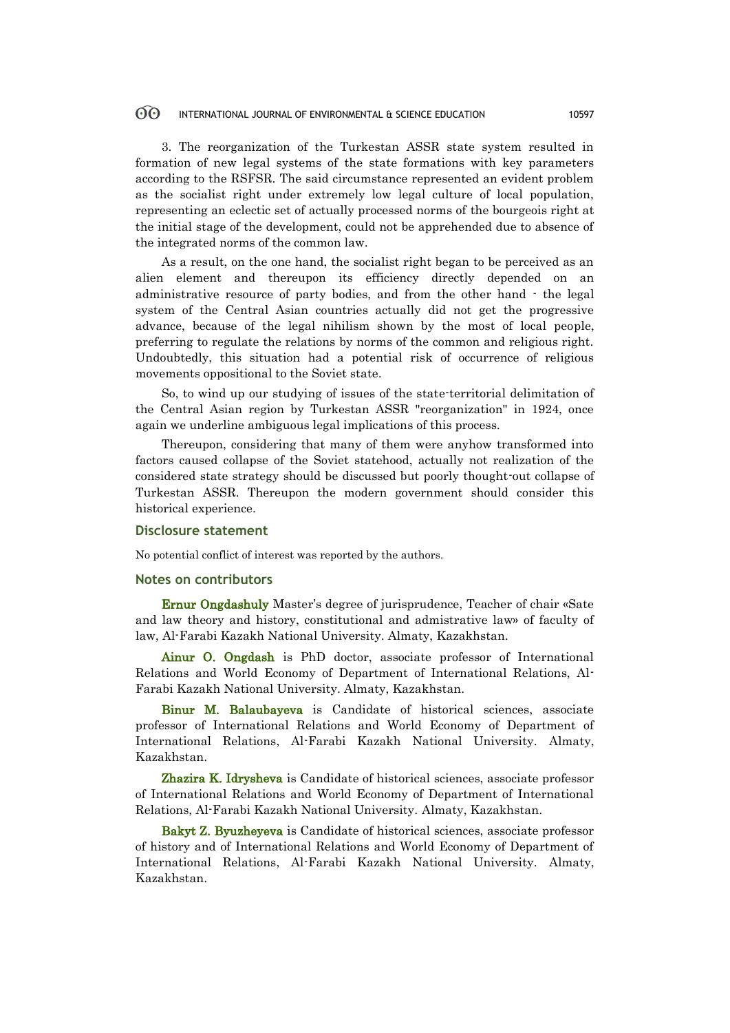3. The reorganization of the Turkestan ASSR state system resulted in formation of new legal systems of the state formations with key parameters according to the RSFSR. The said circumstance represented an evident problem as the socialist right under extremely low legal culture of local population, representing an eclectic set of actually processed norms of the bourgeois right at the initial stage of the development, could not be apprehended due to absence of the integrated norms of the common law.

As a result, on the one hand, the socialist right began to be perceived as an alien element and thereupon its efficiency directly depended on an administrative resource of party bodies, and from the other hand - the legal system of the Central Asian countries actually did not get the progressive advance, because of the legal nihilism shown by the most of local people, preferring to regulate the relations by norms of the common and religious right. Undoubtedly, this situation had a potential risk of occurrence of religious movements oppositional to the Soviet state.

So, to wind up our studying of issues of the state-territorial delimitation of the Central Asian region by Turkestan ASSR "reorganization" in 1924, once again we underline ambiguous legal implications of this process.

Thereupon, considering that many of them were anyhow transformed into factors caused collapse of the Soviet statehood, actually not realization of the considered state strategy should be discussed but poorly thought-out collapse of Turkestan ASSR. Thereupon the modern government should consider this historical experience.

## Disclosure statement

No potential conflict of interest was reported by the authors.

## Notes on contributors

**Ernur Ongdashuly** Master's degree of jurisprudence, Teacher of chair «Sate and law theory and history, constitutional and admistrative law» of faculty of law, Al-Farabi Kazakh National University. Almaty, Kazakhstan.

**Ainur O. Ongdash** is PhD doctor, associate professor of International Relations and World Economy of Department of International Relations, Al-Farabi Kazakh National University. Almaty, Kazakhstan.

**Binur M. Balaubayeva** is Candidate of historical sciences, associate professor of International Relations and World Economy of Department of International Relations, Al-Farabi Kazakh National University. Almaty, Kazakhstan.

**Zhazira K. Idrysheva** is Candidate of historical sciences, associate professor of International Relations and World Economy of Department of International Relations, Al-Farabi Kazakh National University. Almaty, Kazakhstan.

**Bakyt Z. Byuzheyeva** is Candidate of historical sciences, associate professor of history and of International Relations and World Economy of Department of International Relations, Al-Farabi Kazakh National University. Almaty, Kazakhstan.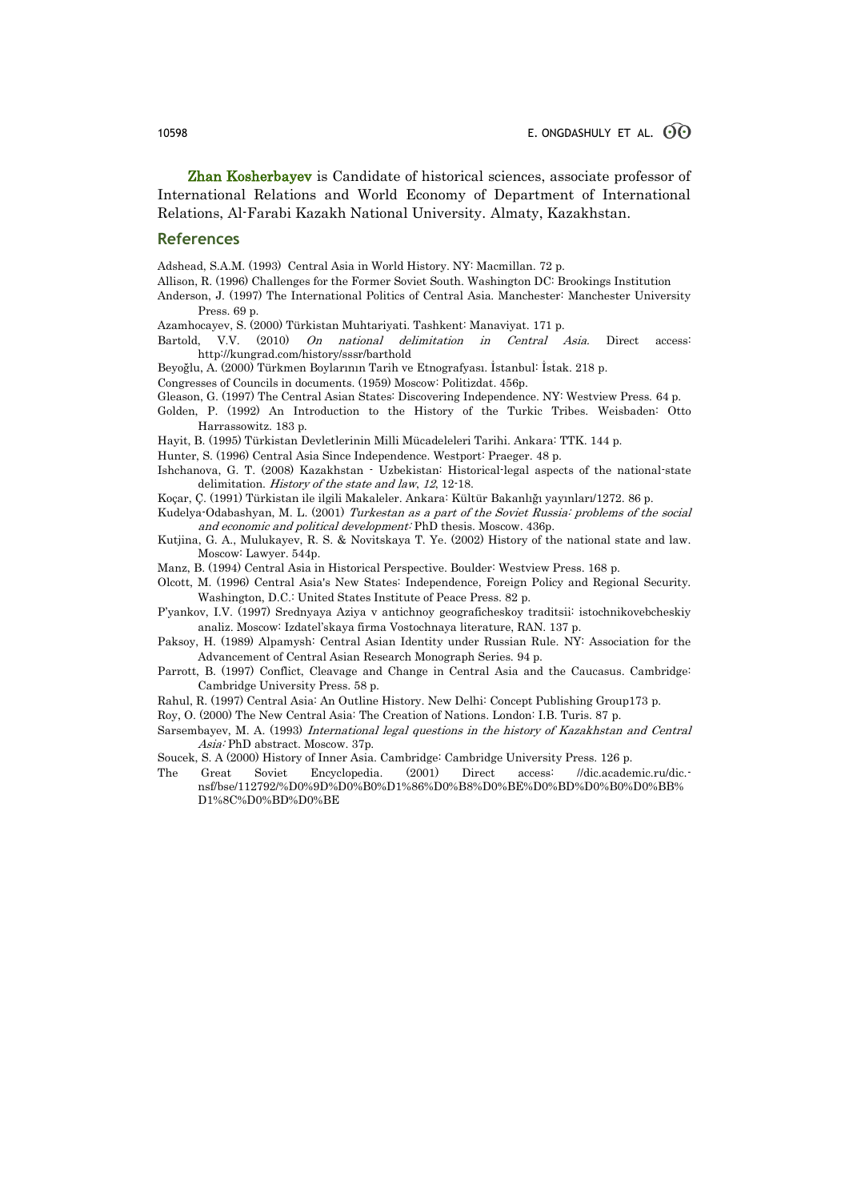**Zhan Kosherbayev** is Candidate of historical sciences, associate professor of International Relations and World Economy of Department of International Relations, Al-Farabi Kazakh National University. Almaty, Kazakhstan.

## References

Adshead, S.A.M. (1993) Central Asia in World History. NY: Macmillan. 72 p.

Allison, R. (1996) Challenges for the Former Soviet South. Washington DC: Brookings Institution

Anderson, J. (1997) The International Politics of Central Asia. Manchester: Manchester University Press. 69 p.

Azamhocayev, S. (2000) Türkistan Muhtariyati. Tashkent: Manaviyat. 171 p.

Bartold, V.V. (2010) *On national delimitation in Central Asia*. Direct access: http://kungrad.com/history/sssr/barthold

Beyoğlu, A. (2000) Türkmen Boylarının Tarih ve Etnografyası. İstanbul: İstak. 218 p.

Congresses of Councils in documents. (1959) Moscow: Politizdat. 456p.

Gleason, G. (1997) The Central Asian States: Discovering Independence. NY: Westview Press. 64 p.

Golden, P. (1992) An Introduction to the History of the Turkic Tribes. Weisbaden: Otto Harrassowitz. 183 p.

Hayit, B. (1995) Türkistan Devletlerinin Milli Mücadeleleri Tarihi. Ankara: TTK. 144 p.

Hunter, S. (1996) Central Asia Since Independence. Westport: Praeger. 48 p.

Ishchanova, G. T. (2008) Kazakhstan - Uzbekistan: Historical-legal aspects of the national-state delimitation. *History of the state and law*, *12*, 12-18.

Koçar, Ç. (1991) Türkistan ile ilgili Makaleler. Ankara: Kültür Bakanlığı yayınları/1272. 86 p.

Kudelya-Odabashyan, M. L. (2001) *Turkestan as a part of the Soviet Russia: problems of the social and economic and political development:* PhD thesis. Moscow. 436p.

Kutjina, G. A., Mulukayev, R. S. & Novitskaya T. Ye. (2002) History of the national state and law. Moscow: Lawyer. 544p.

Manz, B. (1994) Central Asia in Historical Perspective. Boulder: Westview Press. 168 p.

Olcott, M. (1996) Central Asia's New States: Independence, Foreign Policy and Regional Security. Washington, D.C.: United States Institute of Peace Press. 82 p.

P'yankov, I.V. (1997) Srednyaya Aziya v antichnoy geograficheskoy traditsii: istochnikovebcheskiy analiz. Moscow: Izdatel'skaya firma Vostochnaya literature, RAN. 137 p.

Paksoy, H. (1989) Alpamysh: Central Asian Identity under Russian Rule. NY: Association for the Advancement of Central Asian Research Monograph Series. 94 p.

Parrott, B. (1997) Conflict, Cleavage and Change in Central Asia and the Caucasus. Cambridge: Cambridge University Press. 58 p.

Rahul, R. (1997) Central Asia: An Outline History. New Delhi: Concept Publishing Group173 p.

Roy, O. (2000) The New Central Asia: The Creation of Nations. London: I.B. Turis. 87 p.

Sarsembayev, M. A. (1993) *International legal questions in the history of Kazakhstan and Central Asia:* PhD abstract. Moscow. 37p.

Soucek, S. A (2000) History of Inner Asia. Cambridge: Cambridge University Press. 126 p.

The Great Soviet Encyclopedia. (2001) Direct access: //dic.academic.ru/dic.nsf/bse/112792/%D0%9D%D0%B0%D1%86%D0%B8%D0%BE%D0%BD%D0%B0%D0%BB%D1%8C%D0%BD%D0%BE